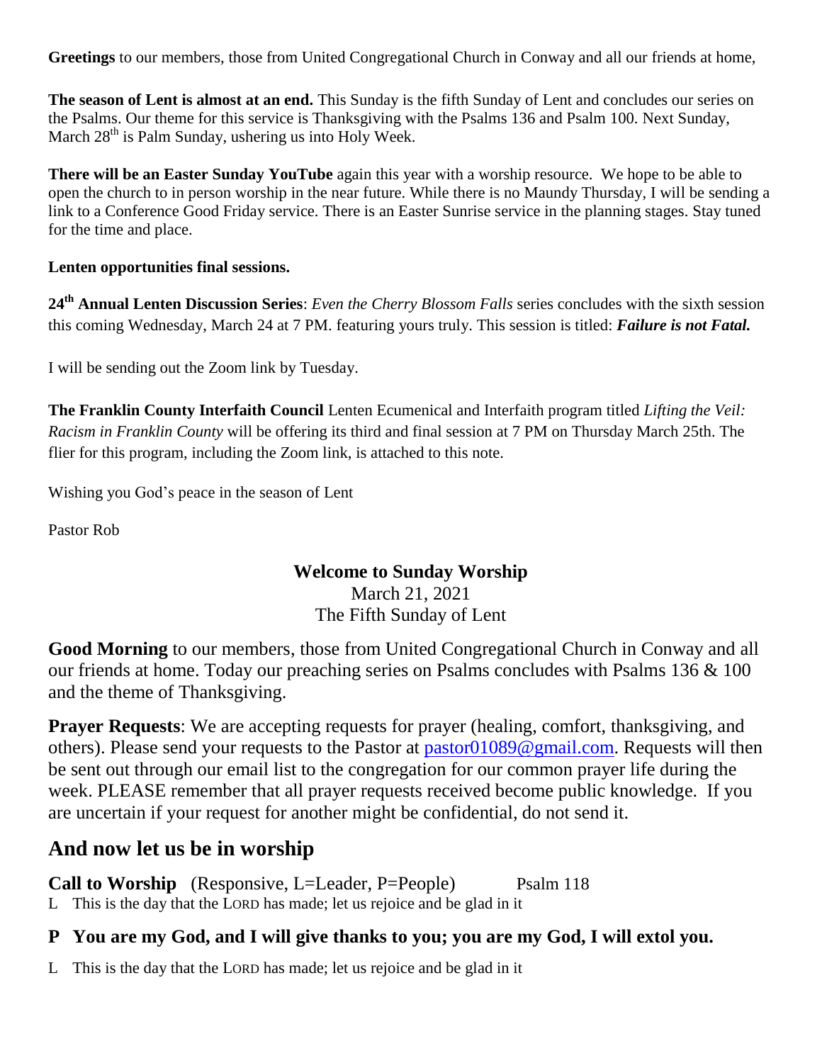**Greetings** to our members, those from United Congregational Church in Conway and all our friends at home,

**The season of Lent is almost at an end.** This Sunday is the fifth Sunday of Lent and concludes our series on the Psalms. Our theme for this service is Thanksgiving with the Psalms 136 and Psalm 100. Next Sunday, March 28th is Palm Sunday, ushering us into Holy Week.

**There will be an Easter Sunday YouTube** again this year with a worship resource. We hope to be able to open the church to in person worship in the near future. While there is no Maundy Thursday, I will be sending a link to a Conference Good Friday service. There is an Easter Sunrise service in the planning stages. Stay tuned for the time and place.

**Lenten opportunities final sessions.**

**24th Annual Lenten Discussion Series**: *Even the Cherry Blossom Falls* series concludes with the sixth session this coming Wednesday, March 24 at 7 PM. featuring yours truly. This session is titled: ***Failure is not Fatal.***

I will be sending out the Zoom link by Tuesday.

**The Franklin County Interfaith Council** Lenten Ecumenical and Interfaith program titled *Lifting the Veil: Racism in Franklin County* will be offering its third and final session at 7 PM on Thursday March 25th. The flier for this program, including the Zoom link, is attached to this note.

Wishing you God's peace in the season of Lent

Pastor Rob

## Welcome to Sunday Worship

March 21, 2021
The Fifth Sunday of Lent

**Good Morning** to our members, those from United Congregational Church in Conway and all our friends at home. Today our preaching series on Psalms concludes with Psalms 136 & 100 and the theme of Thanksgiving.

**Prayer Requests**: We are accepting requests for prayer (healing, comfort, thanksgiving, and others). Please send your requests to the Pastor at pastor01089@gmail.com. Requests will then be sent out through our email list to the congregation for our common prayer life during the week. PLEASE remember that all prayer requests received become public knowledge. If you are uncertain if your request for another might be confidential, do not send it.

## And now let us be in worship

**Call to Worship** (Responsive, L=Leader, P=People) Psalm 118

L This is the day that the LORD has made; let us rejoice and be glad in it

**P You are my God, and I will give thanks to you; you are my God, I will extol you.**

L This is the day that the LORD has made; let us rejoice and be glad in it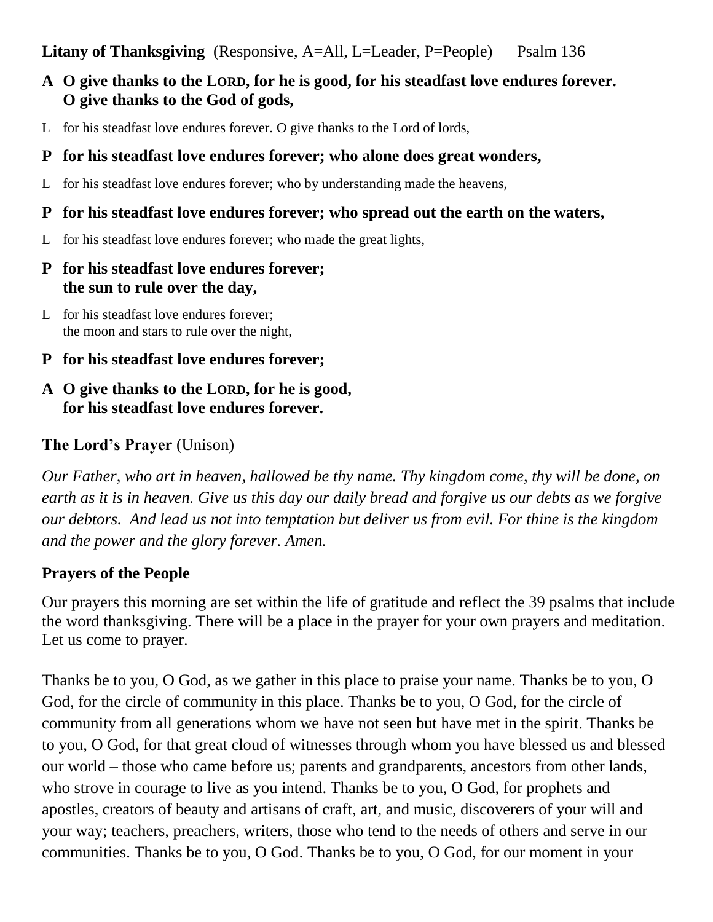**Litany of Thanksgiving** (Responsive, A=All, L=Leader, P=People) Psalm 136

**A O give thanks to the LORD, for he is good, for his steadfast love endures forever. O give thanks to the God of gods,**

L for his steadfast love endures forever. O give thanks to the Lord of lords,

**P for his steadfast love endures forever; who alone does great wonders,**

L for his steadfast love endures forever; who by understanding made the heavens,

**P for his steadfast love endures forever; who spread out the earth on the waters,**

L for his steadfast love endures forever; who made the great lights,

**P for his steadfast love endures forever;
the sun to rule over the day,**

L for his steadfast love endures forever;
the moon and stars to rule over the night,

**P for his steadfast love endures forever;**

**A O give thanks to the LORD, for he is good,
for his steadfast love endures forever.**

**The Lord's Prayer** (Unison)

*Our Father, who art in heaven, hallowed be thy name. Thy kingdom come, thy will be done, on earth as it is in heaven. Give us this day our daily bread and forgive us our debts as we forgive our debtors. And lead us not into temptation but deliver us from evil. For thine is the kingdom and the power and the glory forever. Amen.*

**Prayers of the People**

Our prayers this morning are set within the life of gratitude and reflect the 39 psalms that include the word thanksgiving. There will be a place in the prayer for your own prayers and meditation. Let us come to prayer.

Thanks be to you, O God, as we gather in this place to praise your name. Thanks be to you, O God, for the circle of community in this place. Thanks be to you, O God, for the circle of community from all generations whom we have not seen but have met in the spirit. Thanks be to you, O God, for that great cloud of witnesses through whom you have blessed us and blessed our world – those who came before us; parents and grandparents, ancestors from other lands, who strove in courage to live as you intend. Thanks be to you, O God, for prophets and apostles, creators of beauty and artisans of craft, art, and music, discoverers of your will and your way; teachers, preachers, writers, those who tend to the needs of others and serve in our communities. Thanks be to you, O God. Thanks be to you, O God, for our moment in your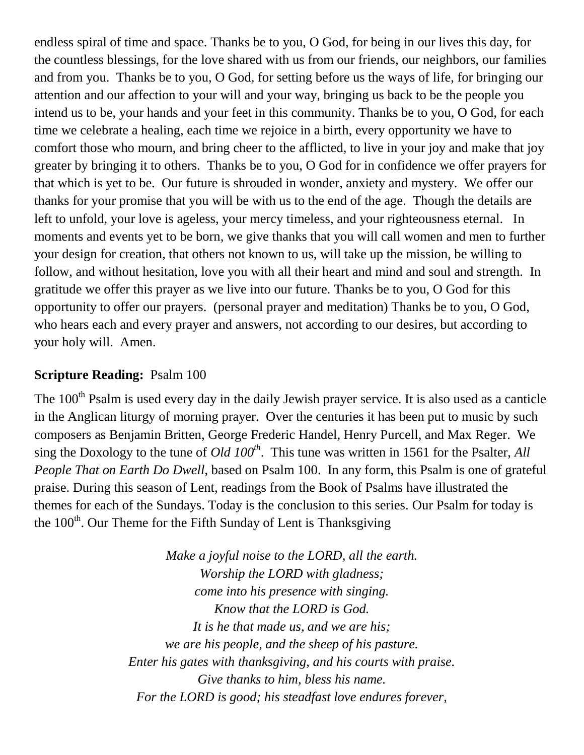endless spiral of time and space. Thanks be to you, O God, for being in our lives this day, for the countless blessings, for the love shared with us from our friends, our neighbors, our families and from you. Thanks be to you, O God, for setting before us the ways of life, for bringing our attention and our affection to your will and your way, bringing us back to be the people you intend us to be, your hands and your feet in this community. Thanks be to you, O God, for each time we celebrate a healing, each time we rejoice in a birth, every opportunity we have to comfort those who mourn, and bring cheer to the afflicted, to live in your joy and make that joy greater by bringing it to others. Thanks be to you, O God for in confidence we offer prayers for that which is yet to be. Our future is shrouded in wonder, anxiety and mystery. We offer our thanks for your promise that you will be with us to the end of the age. Though the details are left to unfold, your love is ageless, your mercy timeless, and your righteousness eternal. In moments and events yet to be born, we give thanks that you will call women and men to further your design for creation, that others not known to us, will take up the mission, be willing to follow, and without hesitation, love you with all their heart and mind and soul and strength. In gratitude we offer this prayer as we live into our future. Thanks be to you, O God for this opportunity to offer our prayers. (personal prayer and meditation) Thanks be to you, O God, who hears each and every prayer and answers, not according to our desires, but according to your holy will. Amen.

**Scripture Reading:** Psalm 100

The 100th Psalm is used every day in the daily Jewish prayer service. It is also used as a canticle in the Anglican liturgy of morning prayer. Over the centuries it has been put to music by such composers as Benjamin Britten, George Frederic Handel, Henry Purcell, and Max Reger. We sing the Doxology to the tune of *Old 100th*. This tune was written in 1561 for the Psalter, *All People That on Earth Do Dwell*, based on Psalm 100. In any form, this Psalm is one of grateful praise. During this season of Lent, readings from the Book of Psalms have illustrated the themes for each of the Sundays. Today is the conclusion to this series. Our Psalm for today is the 100th. Our Theme for the Fifth Sunday of Lent is Thanksgiving

*Make a joyful noise to the LORD, all the earth.*  
*Worship the LORD with gladness;*  
*come into his presence with singing.*  
*Know that the LORD is God.*  
*It is he that made us, and we are his;*  
*we are his people, and the sheep of his pasture.*  
*Enter his gates with thanksgiving, and his courts with praise.*  
*Give thanks to him, bless his name.*  
*For the LORD is good; his steadfast love endures forever,*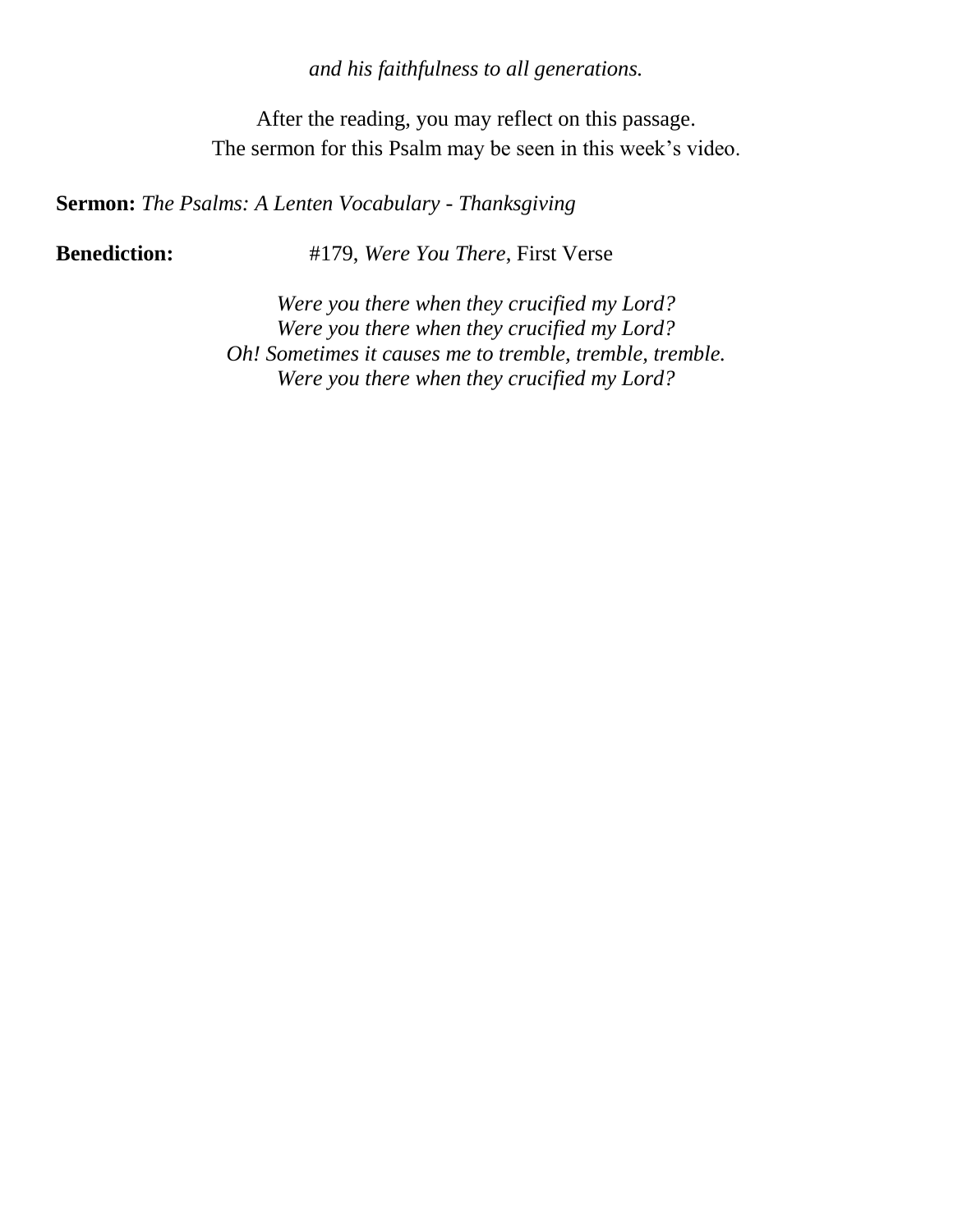*and his faithfulness to all generations.*

After the reading, you may reflect on this passage.
The sermon for this Psalm may be seen in this week's video.

**Sermon:** *The Psalms: A Lenten Vocabulary - Thanksgiving*

**Benediction:** #179, *Were You There*, First Verse

*Were you there when they crucified my Lord?*
*Were you there when they crucified my Lord?*
*Oh! Sometimes it causes me to tremble, tremble, tremble.*
*Were you there when they crucified my Lord?*